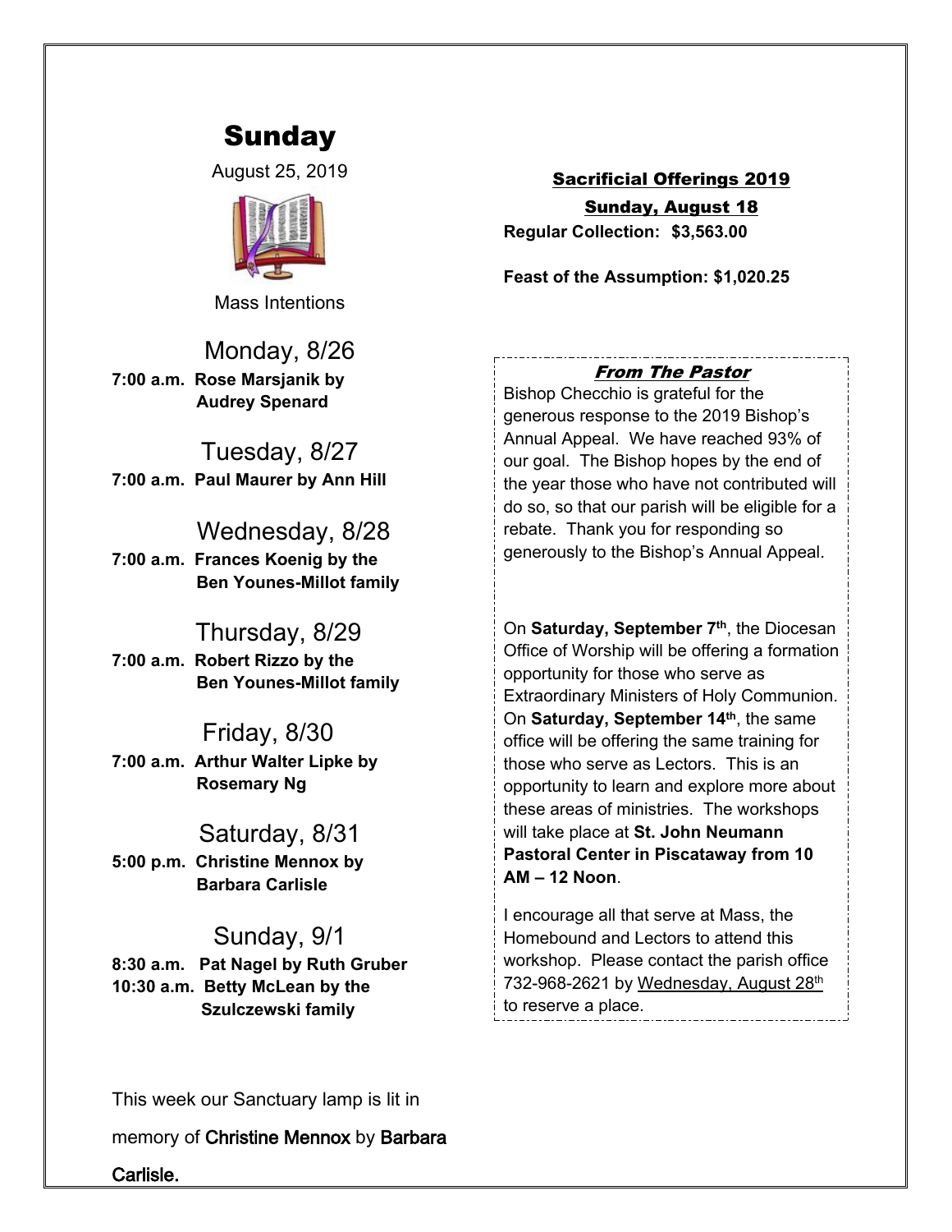# Sunday

August 25, 2019

Mass Intentions

### Monday, 8/26

**7:00 a.m. Rose Marsjanik by Audrey Spenard**

### Tuesday, 8/27

**7:00 a.m. Paul Maurer by Ann Hill**

### Wednesday, 8/28

**7:00 a.m. Frances Koenig by the Ben Younes-Millot family**

### Thursday, 8/29

**7:00 a.m. Robert Rizzo by the Ben Younes-Millot family**

### Friday, 8/30

**7:00 a.m. Arthur Walter Lipke by Rosemary Ng**

### Saturday, 8/31

**5:00 p.m. Christine Mennox by Barbara Carlisle**

### Sunday, 9/1

**8:30 a.m. Pat Nagel by Ruth Gruber**
**10:30 a.m. Betty McLean by the Szulczewski family**

This week our Sanctuary lamp is lit in memory of **Christine Mennox** by **Barbara Carlisle.**

## Sacrificial Offerings 2019

### Sunday, August 18

**Regular Collection: $3,563.00**

**Feast of the Assumption: $1,020.25**

### *From The Pastor*

Bishop Checchio is grateful for the generous response to the 2019 Bishop's Annual Appeal. We have reached 93% of our goal. The Bishop hopes by the end of the year those who have not contributed will do so, so that our parish will be eligible for a rebate. Thank you for responding so generously to the Bishop's Annual Appeal.

On **Saturday, September 7th**, the Diocesan Office of Worship will be offering a formation opportunity for those who serve as Extraordinary Ministers of Holy Communion. On **Saturday, September 14th**, the same office will be offering the same training for those who serve as Lectors. This is an opportunity to learn and explore more about these areas of ministries. The workshops will take place at **St. John Neumann Pastoral Center in Piscataway from 10 AM – 12 Noon**.

I encourage all that serve at Mass, the Homebound and Lectors to attend this workshop. Please contact the parish office 732-968-2621 by Wednesday, August 28th to reserve a place.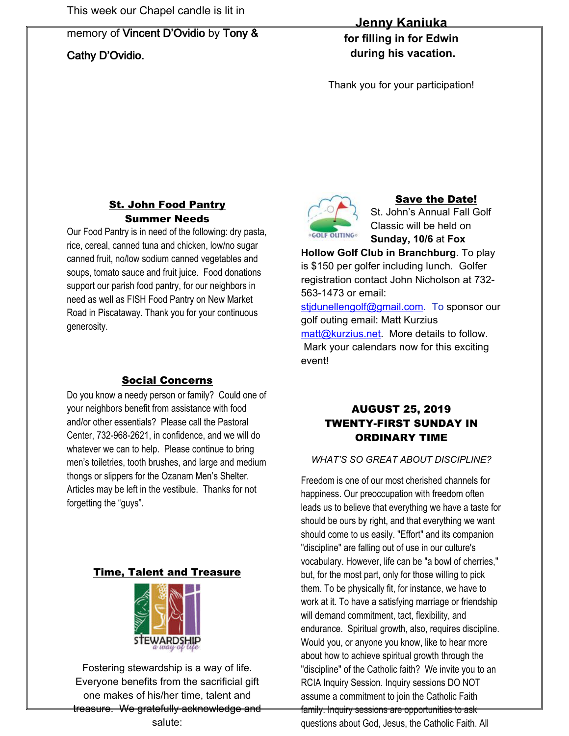This week our Chapel candle is lit in memory of **Vincent D'Ovidio** by **Tony & Cathy D'Ovidio.**

**Jenny Kaniuka**
**for filling in for Edwin during his vacation.**

Thank you for your participation!

## St. John Food Pantry Summer Needs

Our Food Pantry is in need of the following: dry pasta, rice, cereal, canned tuna and chicken, low/no sugar canned fruit, no/low sodium canned vegetables and soups, tomato sauce and fruit juice. Food donations support our parish food pantry, for our neighbors in need as well as FISH Food Pantry on New Market Road in Piscataway. Thank you for your continuous generosity.

## Social Concerns

Do you know a needy person or family? Could one of your neighbors benefit from assistance with food and/or other essentials? Please call the Pastoral Center, 732-968-2621, in confidence, and we will do whatever we can to help. Please continue to bring men's toiletries, tooth brushes, and large and medium thongs or slippers for the Ozanam Men's Shelter. Articles may be left in the vestibule. Thanks for not forgetting the "guys".

## Time, Talent and Treasure

STEWARDSHIP
*a way of life*

Fostering stewardship is a way of life. Everyone benefits from the sacrificial gift one makes of his/her time, talent and treasure. We gratefully acknowledge and salute:

## Save the Date!

GOLF OUTING

St. John's Annual Fall Golf Classic will be held on **Sunday, 10/6** at **Fox Hollow Golf Club in Branchburg**. To play is $150 per golfer including lunch. Golfer registration contact John Nicholson at 732-563-1473 or email: stjdunellengolf@gmail.com. To sponsor our golf outing email: Matt Kurzius matt@kurzius.net. More details to follow. Mark your calendars now for this exciting event!

## AUGUST 25, 2019 TWENTY-FIRST SUNDAY IN ORDINARY TIME

*WHAT'S SO GREAT ABOUT DISCIPLINE?*

Freedom is one of our most cherished channels for happiness. Our preoccupation with freedom often leads us to believe that everything we have a taste for should be ours by right, and that everything we want should come to us easily. "Effort" and its companion "discipline" are falling out of use in our culture's vocabulary. However, life can be "a bowl of cherries," but, for the most part, only for those willing to pick them. To be physically fit, for instance, we have to work at it. To have a satisfying marriage or friendship will demand commitment, tact, flexibility, and endurance. Spiritual growth, also, requires discipline. Would you, or anyone you know, like to hear more about how to achieve spiritual growth through the "discipline" of the Catholic faith? We invite you to an RCIA Inquiry Session. Inquiry sessions DO NOT assume a commitment to join the Catholic Faith family. Inquiry sessions are opportunities to ask questions about God, Jesus, the Catholic Faith. All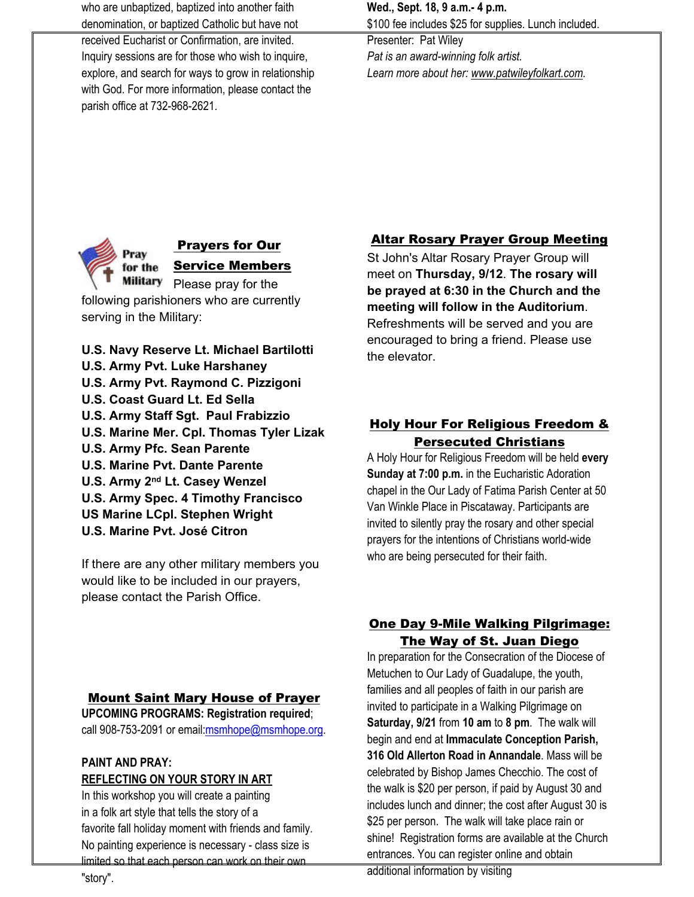who are unbaptized, baptized into another faith denomination, or baptized Catholic but have not received Eucharist or Confirmation, are invited. Inquiry sessions are for those who wish to inquire, explore, and search for ways to grow in relationship with God. For more information, please contact the parish office at 732-968-2621.

**Wed., Sept. 18, 9 a.m.- 4 p.m.**
$100 fee includes $25 for supplies. Lunch included.
Presenter: Pat Wiley
*Pat is an award-winning folk artist.*
*Learn more about her: www.patwileyfolkart.com.*

## Prayers for Our Service Members

Pray for the Military

Please pray for the following parishioners who are currently serving in the Military:

**U.S. Navy Reserve Lt. Michael Bartilotti**
**U.S. Army Pvt. Luke Harshaney**
**U.S. Army Pvt. Raymond C. Pizzigoni**
**U.S. Coast Guard Lt. Ed Sella**
**U.S. Army Staff Sgt. Paul Frabizzio**
**U.S. Marine Mer. Cpl. Thomas Tyler Lizak**
**U.S. Army Pfc. Sean Parente**
**U.S. Marine Pvt. Dante Parente**
**U.S. Army 2nd Lt. Casey Wenzel**
**U.S. Army Spec. 4 Timothy Francisco**
**US Marine LCpl. Stephen Wright**
**U.S. Marine Pvt. José Citron**

If there are any other military members you would like to be included in our prayers, please contact the Parish Office.

## Mount Saint Mary House of Prayer

**UPCOMING PROGRAMS: Registration required**; call 908-753-2091 or email:msmhope@msmhope.org.

**PAINT AND PRAY:**
**REFLECTING ON YOUR STORY IN ART**

In this workshop you will create a painting in a folk art style that tells the story of a favorite fall holiday moment with friends and family. No painting experience is necessary - class size is limited so that each person can work on their own "story".

## Altar Rosary Prayer Group Meeting

St John's Altar Rosary Prayer Group will meet on **Thursday, 9/12**. **The rosary will be prayed at 6:30 in the Church and the meeting will follow in the Auditorium**. Refreshments will be served and you are encouraged to bring a friend. Please use the elevator.

## Holy Hour For Religious Freedom & Persecuted Christians

A Holy Hour for Religious Freedom will be held **every Sunday at 7:00 p.m.** in the Eucharistic Adoration chapel in the Our Lady of Fatima Parish Center at 50 Van Winkle Place in Piscataway. Participants are invited to silently pray the rosary and other special prayers for the intentions of Christians world-wide who are being persecuted for their faith.

## One Day 9-Mile Walking Pilgrimage: The Way of St. Juan Diego

In preparation for the Consecration of the Diocese of Metuchen to Our Lady of Guadalupe, the youth, families and all peoples of faith in our parish are invited to participate in a Walking Pilgrimage on **Saturday, 9/21** from **10 am** to **8 pm**. The walk will begin and end at **Immaculate Conception Parish, 316 Old Allerton Road in Annandale**. Mass will be celebrated by Bishop James Checchio. The cost of the walk is $20 per person, if paid by August 30 and includes lunch and dinner; the cost after August 30 is $25 per person. The walk will take place rain or shine! Registration forms are available at the Church entrances. You can register online and obtain additional information by visiting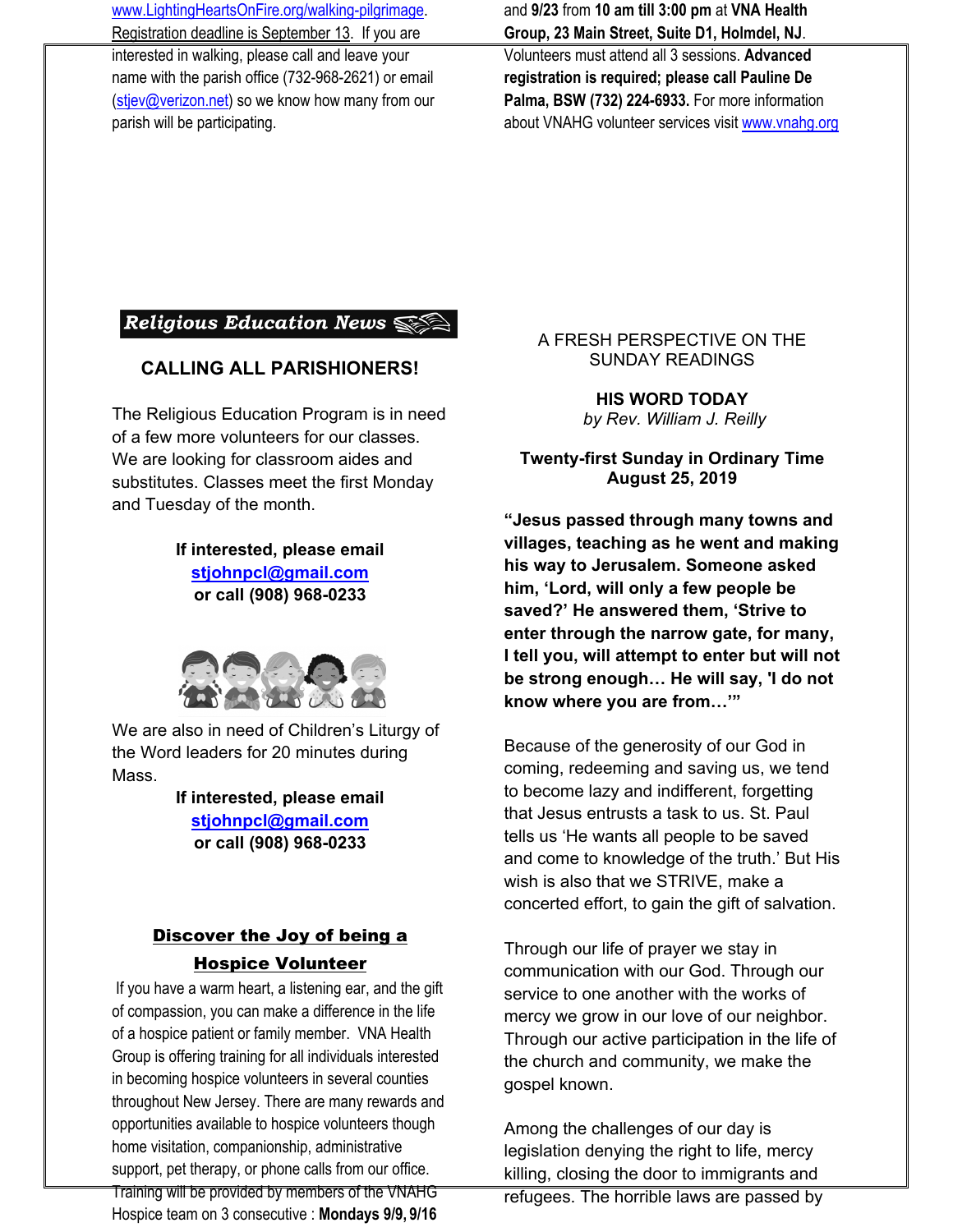www.LightingHeartsOnFire.org/walking-pilgrimage. Registration deadline is September 13. If you are interested in walking, please call and leave your name with the parish office (732-968-2621) or email (stjev@verizon.net) so we know how many from our parish will be participating.

## Religious Education News

### CALLING ALL PARISHIONERS!

The Religious Education Program is in need of a few more volunteers for our classes. We are looking for classroom aides and substitutes. Classes meet the first Monday and Tuesday of the month.

**If interested, please email stjohnpcl@gmail.com or call (908) 968-0233**

We are also in need of Children's Liturgy of the Word leaders for 20 minutes during Mass.

**If interested, please email stjohnpcl@gmail.com or call (908) 968-0233**

### Discover the Joy of being a Hospice Volunteer

If you have a warm heart, a listening ear, and the gift of compassion, you can make a difference in the life of a hospice patient or family member. VNA Health Group is offering training for all individuals interested in becoming hospice volunteers in several counties throughout New Jersey. There are many rewards and opportunities available to hospice volunteers though home visitation, companionship, administrative support, pet therapy, or phone calls from our office. Training will be provided by members of the VNAHG Hospice team on 3 consecutive : **Mondays 9/9, 9/16** and **9/23** from **10 am till 3:00 pm** at **VNA Health Group, 23 Main Street, Suite D1, Holmdel, NJ**. Volunteers must attend all 3 sessions. **Advanced registration is required; please call Pauline De Palma, BSW (732) 224-6933.** For more information about VNAHG volunteer services visit www.vnahg.org

A FRESH PERSPECTIVE ON THE SUNDAY READINGS

### HIS WORD TODAY

*by Rev. William J. Reilly*

**Twenty-first Sunday in Ordinary Time**
**August 25, 2019**

**"Jesus passed through many towns and villages, teaching as he went and making his way to Jerusalem. Someone asked him, 'Lord, will only a few people be saved?' He answered them, 'Strive to enter through the narrow gate, for many, I tell you, will attempt to enter but will not be strong enough… He will say, 'I do not know where you are from…'"**

Because of the generosity of our God in coming, redeeming and saving us, we tend to become lazy and indifferent, forgetting that Jesus entrusts a task to us. St. Paul tells us 'He wants all people to be saved and come to knowledge of the truth.' But His wish is also that we STRIVE, make a concerted effort, to gain the gift of salvation.

Through our life of prayer we stay in communication with our God. Through our service to one another with the works of mercy we grow in our love of our neighbor. Through our active participation in the life of the church and community, we make the gospel known.

Among the challenges of our day is legislation denying the right to life, mercy killing, closing the door to immigrants and refugees. The horrible laws are passed by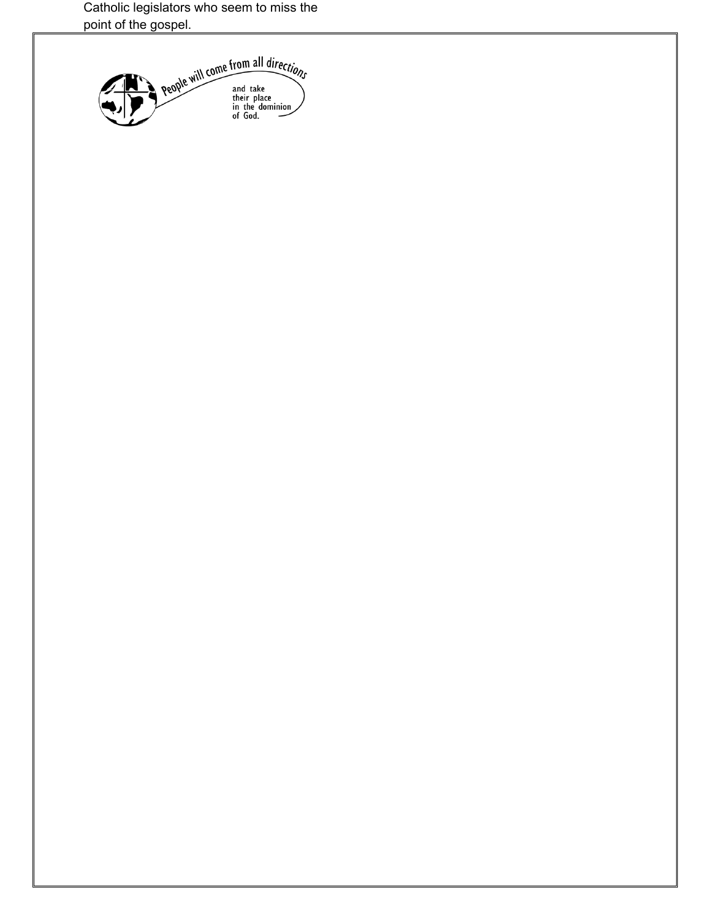Catholic legislators who seem to miss the point of the gospel.

People will come from all directions and take their place in the dominion of God.